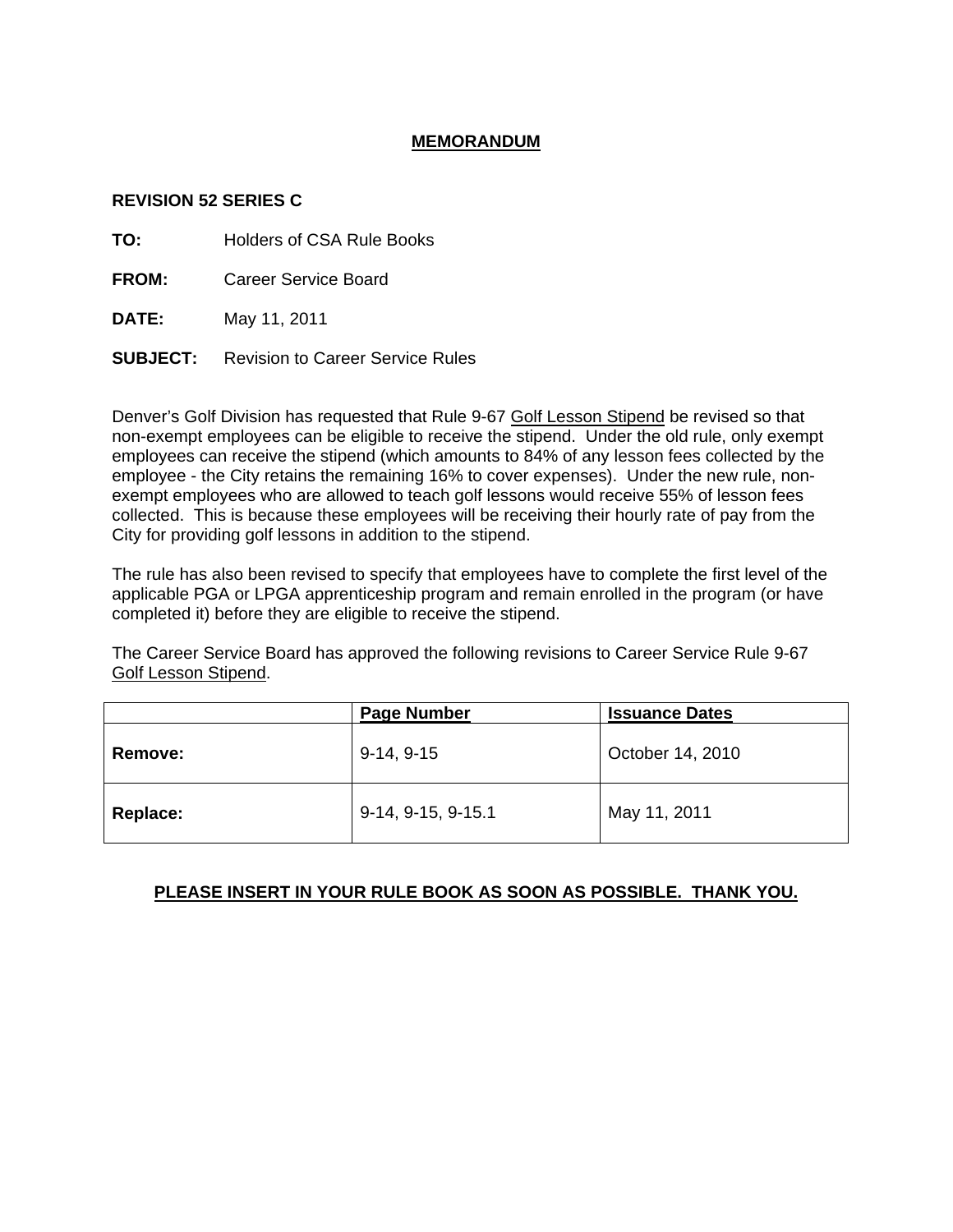# **MEMORANDUM**

**REVISION 52 SERIES C**

**TO:** Holders of CSA Rule Books

**FROM:** Career Service Board

**DATE:** May 11, 2011

**SUBJECT:** Revision to Career Service Rules

Denver's Golf Division has requested that Rule 9-67 Golf Lesson Stipend be revised so that non-exempt employees can be eligible to receive the stipend. Under the old rule, only exempt employees can receive the stipend (which amounts to 84% of any lesson fees collected by the employee - the City retains the remaining 16% to cover expenses). Under the new rule, non-exempt employees who are allowed to teach golf lessons would receive 55% of lesson fees collected. This is because these employees will be receiving their hourly rate of pay from the City for providing golf lessons in addition to the stipend.

The rule has also been revised to specify that employees have to complete the first level of the applicable PGA or LPGA apprenticeship program and remain enrolled in the program (or have completed it) before they are eligible to receive the stipend.

The Career Service Board has approved the following revisions to Career Service Rule 9-67 Golf Lesson Stipend.

| | Page Number | Issuance Dates |
|---|---|---|
| **Remove:** | 9-14, 9-15 | October 14, 2010 |
| **Replace:** | 9-14, 9-15, 9-15.1 | May 11, 2011 |

**PLEASE INSERT IN YOUR RULE BOOK AS SOON AS POSSIBLE. THANK YOU.**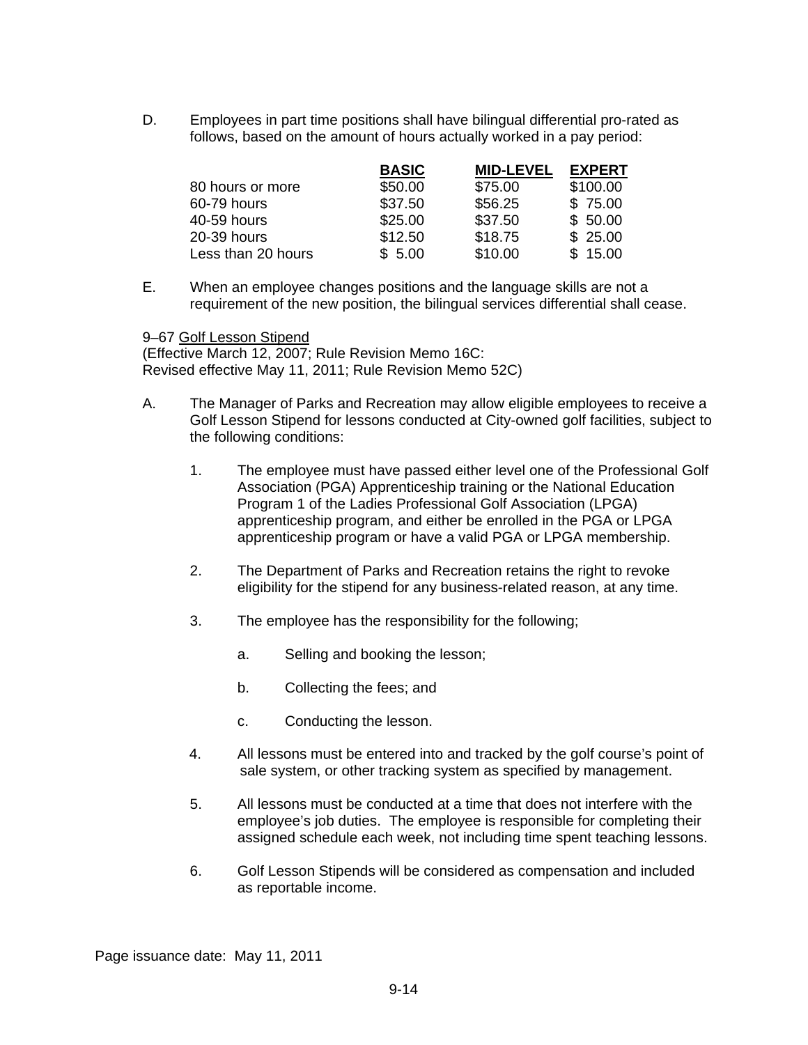D. Employees in part time positions shall have bilingual differential pro-rated as follows, based on the amount of hours actually worked in a pay period:

| | BASIC | MID-LEVEL | EXPERT |
|---|---|---|---|
| 80 hours or more | $50.00 | $75.00 | $100.00 |
| 60-79 hours | $37.50 | $56.25 | $ 75.00 |
| 40-59 hours | $25.00 | $37.50 | $ 50.00 |
| 20-39 hours | $12.50 | $18.75 | $ 25.00 |
| Less than 20 hours | $ 5.00 | $10.00 | $ 15.00 |

E. When an employee changes positions and the language skills are not a requirement of the new position, the bilingual services differential shall cease.

9–67 Golf Lesson Stipend
(Effective March 12, 2007; Rule Revision Memo 16C:
Revised effective May 11, 2011; Rule Revision Memo 52C)

A. The Manager of Parks and Recreation may allow eligible employees to receive a Golf Lesson Stipend for lessons conducted at City-owned golf facilities, subject to the following conditions:

1. The employee must have passed either level one of the Professional Golf Association (PGA) Apprenticeship training or the National Education Program 1 of the Ladies Professional Golf Association (LPGA) apprenticeship program, and either be enrolled in the PGA or LPGA apprenticeship program or have a valid PGA or LPGA membership.

2. The Department of Parks and Recreation retains the right to revoke eligibility for the stipend for any business-related reason, at any time.

3. The employee has the responsibility for the following;

   a. Selling and booking the lesson;

   b. Collecting the fees; and

   c. Conducting the lesson.

4. All lessons must be entered into and tracked by the golf course's point of sale system, or other tracking system as specified by management.

5. All lessons must be conducted at a time that does not interfere with the employee's job duties. The employee is responsible for completing their assigned schedule each week, not including time spent teaching lessons.

6. Golf Lesson Stipends will be considered as compensation and included as reportable income.

Page issuance date: May 11, 2011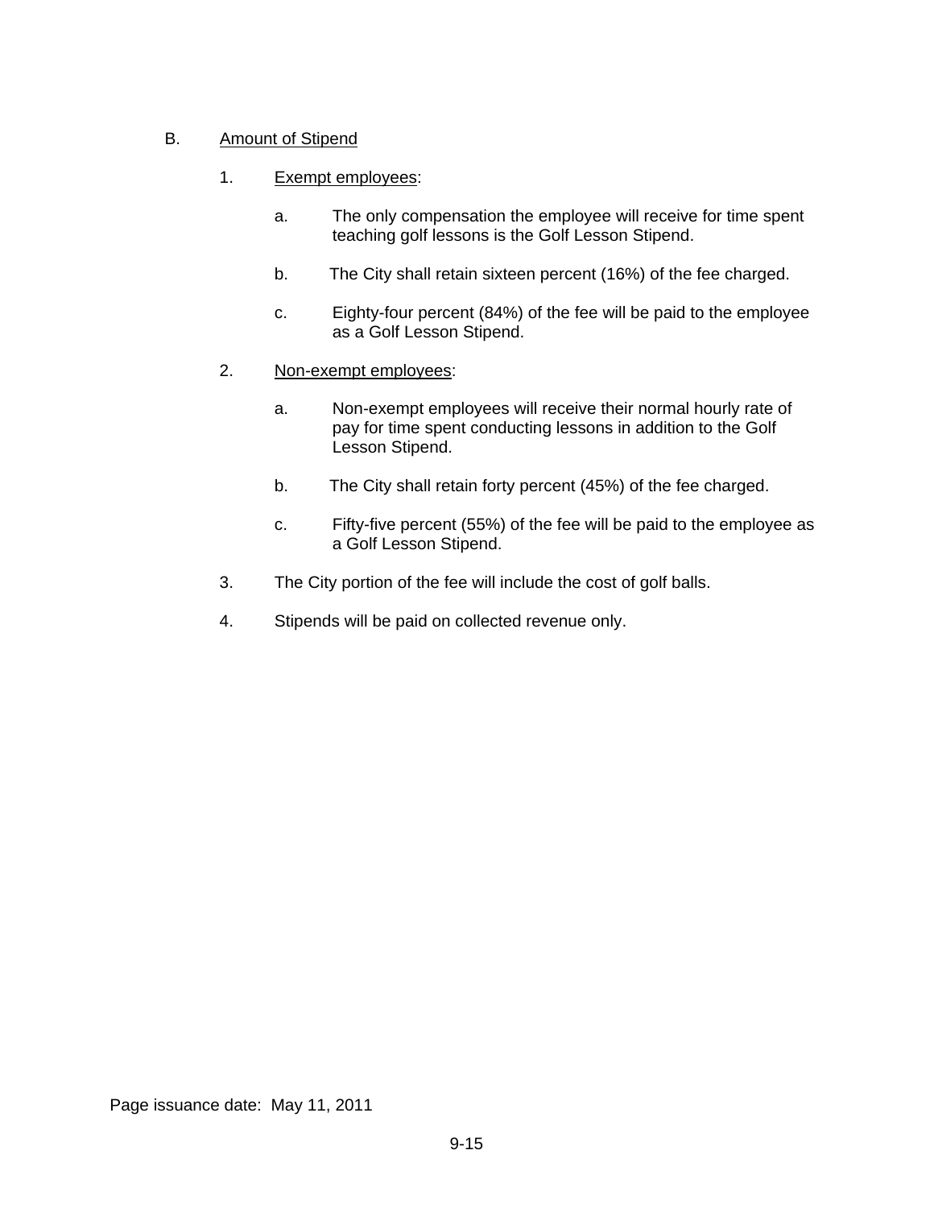B. <u>Amount of Stipend</u>

1. <u>Exempt employees</u>:

   a. The only compensation the employee will receive for time spent teaching golf lessons is the Golf Lesson Stipend.

   b. The City shall retain sixteen percent (16%) of the fee charged.

   c. Eighty-four percent (84%) of the fee will be paid to the employee as a Golf Lesson Stipend.

2. <u>Non-exempt employees</u>:

   a. Non-exempt employees will receive their normal hourly rate of pay for time spent conducting lessons in addition to the Golf Lesson Stipend.

   b. The City shall retain forty percent (45%) of the fee charged.

   c. Fifty-five percent (55%) of the fee will be paid to the employee as a Golf Lesson Stipend.

3. The City portion of the fee will include the cost of golf balls.

4. Stipends will be paid on collected revenue only.

Page issuance date: May 11, 2011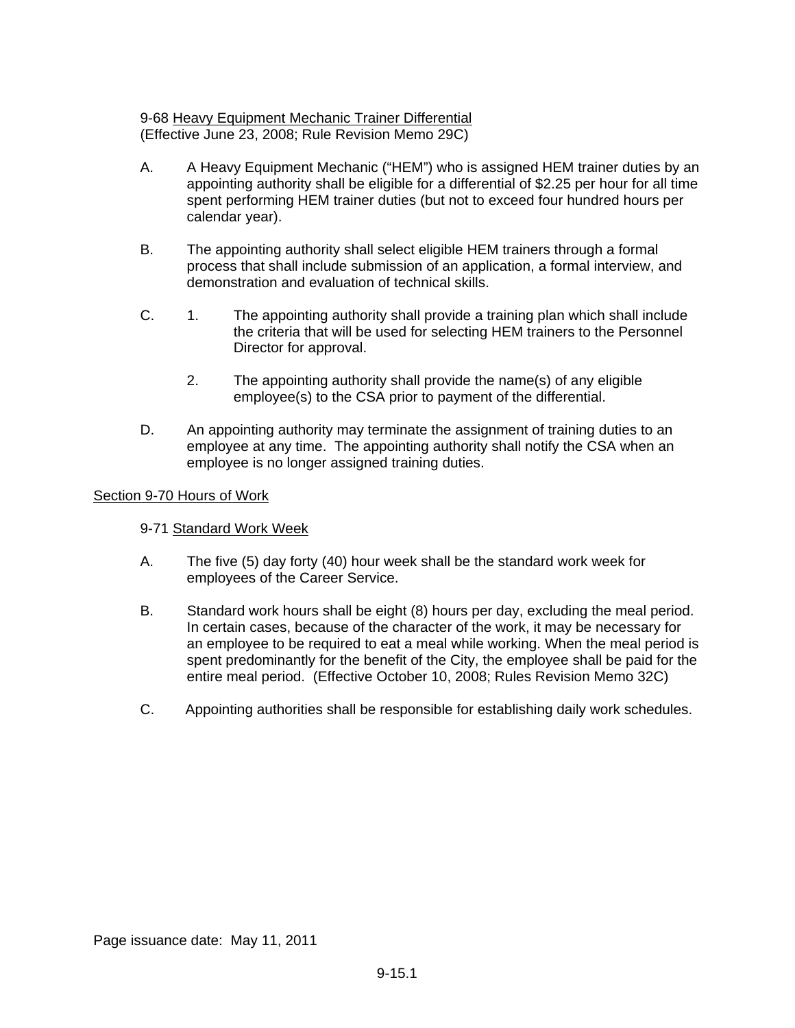9-68 Heavy Equipment Mechanic Trainer Differential
(Effective June 23, 2008; Rule Revision Memo 29C)

A. A Heavy Equipment Mechanic ("HEM") who is assigned HEM trainer duties by an appointing authority shall be eligible for a differential of $2.25 per hour for all time spent performing HEM trainer duties (but not to exceed four hundred hours per calendar year).

B. The appointing authority shall select eligible HEM trainers through a formal process that shall include submission of an application, a formal interview, and demonstration and evaluation of technical skills.

C. 1. The appointing authority shall provide a training plan which shall include the criteria that will be used for selecting HEM trainers to the Personnel Director for approval.

   2. The appointing authority shall provide the name(s) of any eligible employee(s) to the CSA prior to payment of the differential.

D. An appointing authority may terminate the assignment of training duties to an employee at any time. The appointing authority shall notify the CSA when an employee is no longer assigned training duties.

## Section 9-70 Hours of Work

9-71 Standard Work Week

A. The five (5) day forty (40) hour week shall be the standard work week for employees of the Career Service.

B. Standard work hours shall be eight (8) hours per day, excluding the meal period. In certain cases, because of the character of the work, it may be necessary for an employee to be required to eat a meal while working. When the meal period is spent predominantly for the benefit of the City, the employee shall be paid for the entire meal period. (Effective October 10, 2008; Rules Revision Memo 32C)

C. Appointing authorities shall be responsible for establishing daily work schedules.

Page issuance date: May 11, 2011